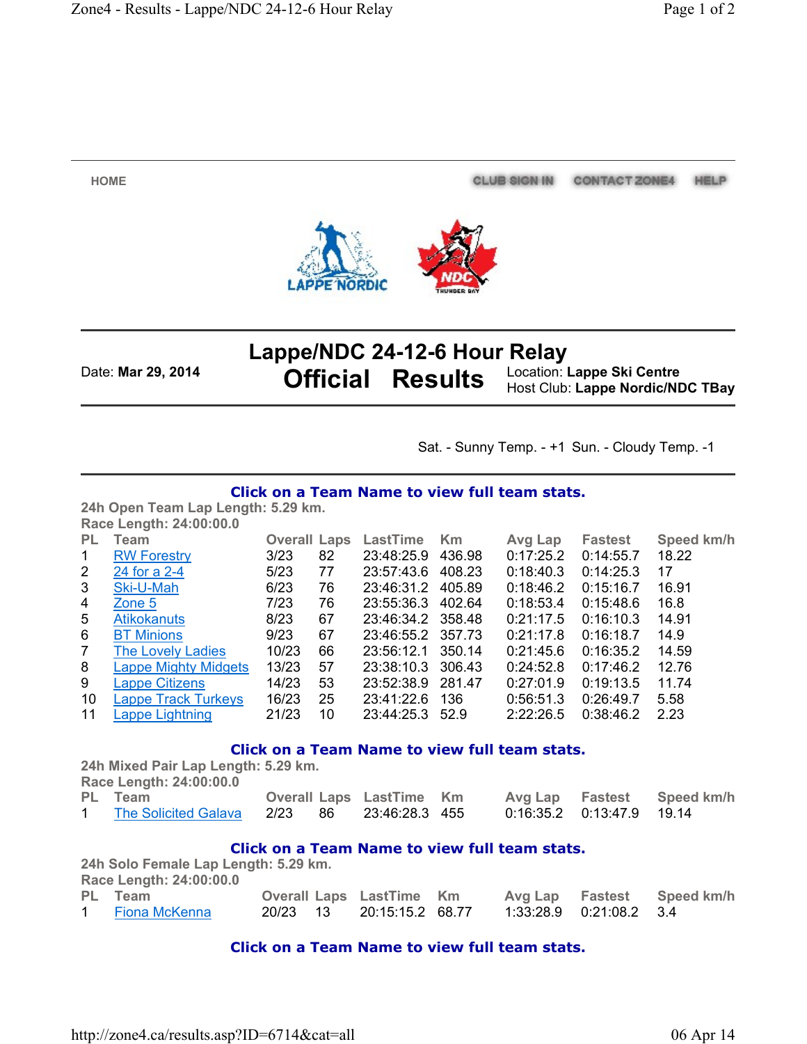HOME CLUB SIGN IN CONTACT ZONE4 HELP

# Lappe/NDC 24-12-6 Hour Relay

## Official Results

Date: **Mar 29, 2014**

Location: **Lappe Ski Centre**
Host Club: **Lappe Nordic/NDC TBay**

Sat. - Sunny Temp. - +1 Sun. - Cloudy Temp. -1

**Click on a Team Name to view full team stats.**

**24h Open Team Lap Length: 5.29 km.**
**Race Length: 24:00:00.0**

| PL | Team | Overall | Laps | LastTime | Km | Avg Lap | Fastest | Speed km/h |
|---|---|---|---|---|---|---|---|---|
| 1 | RW Forestry | 3/23 | 82 | 23:48:25.9 | 436.98 | 0:17:25.2 | 0:14:55.7 | 18.22 |
| 2 | 24 for a 2-4 | 5/23 | 77 | 23:57:43.6 | 408.23 | 0:18:40.3 | 0:14:25.3 | 17 |
| 3 | Ski-U-Mah | 6/23 | 76 | 23:46:31.2 | 405.89 | 0:18:46.2 | 0:15:16.7 | 16.91 |
| 4 | Zone 5 | 7/23 | 76 | 23:55:36.3 | 402.64 | 0:18:53.4 | 0:15:48.6 | 16.8 |
| 5 | Atikokanuts | 8/23 | 67 | 23:46:34.2 | 358.48 | 0:21:17.5 | 0:16:10.3 | 14.91 |
| 6 | BT Minions | 9/23 | 67 | 23:46:55.2 | 357.73 | 0:21:17.8 | 0:16:18.7 | 14.9 |
| 7 | The Lovely Ladies | 10/23 | 66 | 23:56:12.1 | 350.14 | 0:21:45.6 | 0:16:35.2 | 14.59 |
| 8 | Lappe Mighty Midgets | 13/23 | 57 | 23:38:10.3 | 306.43 | 0:24:52.8 | 0:17:46.2 | 12.76 |
| 9 | Lappe Citizens | 14/23 | 53 | 23:52:38.9 | 281.47 | 0:27:01.9 | 0:19:13.5 | 11.74 |
| 10 | Lappe Track Turkeys | 16/23 | 25 | 23:41:22.6 | 136 | 0:56:51.3 | 0:26:49.7 | 5.58 |
| 11 | Lappe Lightning | 21/23 | 10 | 23:44:25.3 | 52.9 | 2:22:26.5 | 0:38:46.2 | 2.23 |

**Click on a Team Name to view full team stats.**

**24h Mixed Pair Lap Length: 5.29 km.**
**Race Length: 24:00:00.0**

| PL | Team | Overall | Laps | LastTime | Km | Avg Lap | Fastest | Speed km/h |
|---|---|---|---|---|---|---|---|---|
| 1 | The Solicited Galava | 2/23 | 86 | 23:46:28.3 | 455 | 0:16:35.2 | 0:13:47.9 | 19.14 |

**Click on a Team Name to view full team stats.**

**24h Solo Female Lap Length: 5.29 km.**
**Race Length: 24:00:00.0**

| PL | Team | Overall | Laps | LastTime | Km | Avg Lap | Fastest | Speed km/h |
|---|---|---|---|---|---|---|---|---|
| 1 | Fiona McKenna | 20/23 | 13 | 20:15:15.2 | 68.77 | 1:33:28.9 | 0:21:08.2 | 3.4 |

**Click on a Team Name to view full team stats.**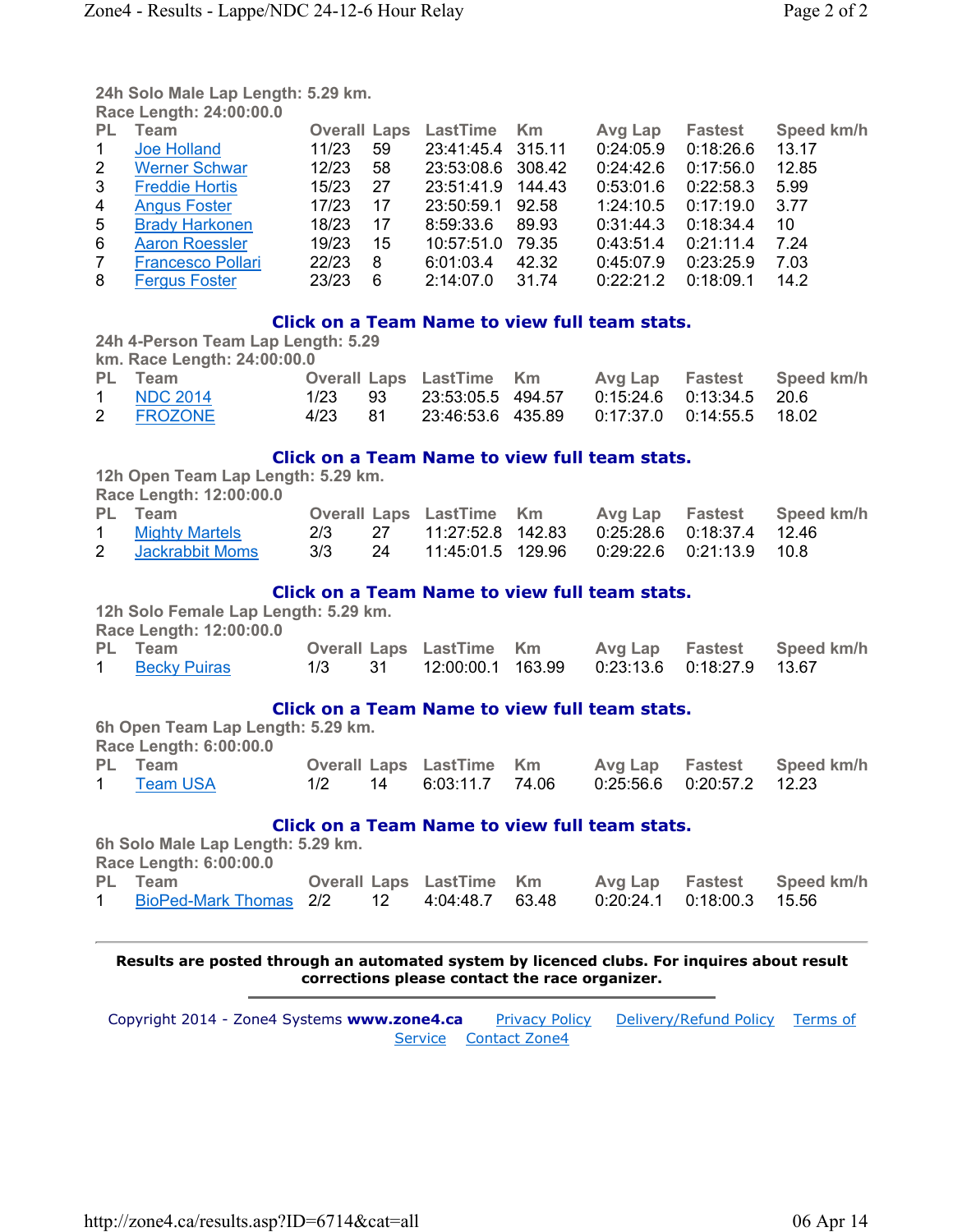**24h Solo Male Lap Length: 5.29 km.**
**Race Length: 24:00:00.0**

| PL | Team | Overall | Laps | LastTime | Km | Avg Lap | Fastest | Speed km/h |
|---|---|---|---|---|---|---|---|---|
| 1 | Joe Holland | 11/23 | 59 | 23:41:45.4 | 315.11 | 0:24:05.9 | 0:18:26.6 | 13.17 |
| 2 | Werner Schwar | 12/23 | 58 | 23:53:08.6 | 308.42 | 0:24:42.6 | 0:17:56.0 | 12.85 |
| 3 | Freddie Hortis | 15/23 | 27 | 23:51:41.9 | 144.43 | 0:53:01.6 | 0:22:58.3 | 5.99 |
| 4 | Angus Foster | 17/23 | 17 | 23:50:59.1 | 92.58 | 1:24:10.5 | 0:17:19.0 | 3.77 |
| 5 | Brady Harkonen | 18/23 | 17 | 8:59:33.6 | 89.93 | 0:31:44.3 | 0:18:34.4 | 10 |
| 6 | Aaron Roessler | 19/23 | 15 | 10:57:51.0 | 79.35 | 0:43:51.4 | 0:21:11.4 | 7.24 |
| 7 | Francesco Pollari | 22/23 | 8 | 6:01:03.4 | 42.32 | 0:45:07.9 | 0:23:25.9 | 7.03 |
| 8 | Fergus Foster | 23/23 | 6 | 2:14:07.0 | 31.74 | 0:22:21.2 | 0:18:09.1 | 14.2 |

**Click on a Team Name to view full team stats.**

**24h 4-Person Team Lap Length: 5.29 km. Race Length: 24:00:00.0**

| PL | Team | Overall | Laps | LastTime | Km | Avg Lap | Fastest | Speed km/h |
|---|---|---|---|---|---|---|---|---|
| 1 | NDC 2014 | 1/23 | 93 | 23:53:05.5 | 494.57 | 0:15:24.6 | 0:13:34.5 | 20.6 |
| 2 | FROZONE | 4/23 | 81 | 23:46:53.6 | 435.89 | 0:17:37.0 | 0:14:55.5 | 18.02 |

**Click on a Team Name to view full team stats.**

**12h Open Team Lap Length: 5.29 km.**
**Race Length: 12:00:00.0**

| PL | Team | Overall | Laps | LastTime | Km | Avg Lap | Fastest | Speed km/h |
|---|---|---|---|---|---|---|---|---|
| 1 | Mighty Martels | 2/3 | 27 | 11:27:52.8 | 142.83 | 0:25:28.6 | 0:18:37.4 | 12.46 |
| 2 | Jackrabbit Moms | 3/3 | 24 | 11:45:01.5 | 129.96 | 0:29:22.6 | 0:21:13.9 | 10.8 |

**Click on a Team Name to view full team stats.**

**12h Solo Female Lap Length: 5.29 km.**
**Race Length: 12:00:00.0**

| PL | Team | Overall | Laps | LastTime | Km | Avg Lap | Fastest | Speed km/h |
|---|---|---|---|---|---|---|---|---|
| 1 | Becky Puiras | 1/3 | 31 | 12:00:00.1 | 163.99 | 0:23:13.6 | 0:18:27.9 | 13.67 |

**Click on a Team Name to view full team stats.**

**6h Open Team Lap Length: 5.29 km.**
**Race Length: 6:00:00.0**

| PL | Team | Overall | Laps | LastTime | Km | Avg Lap | Fastest | Speed km/h |
|---|---|---|---|---|---|---|---|---|
| 1 | Team USA | 1/2 | 14 | 6:03:11.7 | 74.06 | 0:25:56.6 | 0:20:57.2 | 12.23 |

**Click on a Team Name to view full team stats.**

**6h Solo Male Lap Length: 5.29 km.**
**Race Length: 6:00:00.0**

| PL | Team | Overall | Laps | LastTime | Km | Avg Lap | Fastest | Speed km/h |
|---|---|---|---|---|---|---|---|---|
| 1 | BioPed-Mark Thomas | 2/2 | 12 | 4:04:48.7 | 63.48 | 0:20:24.1 | 0:18:00.3 | 15.56 |

---

**Results are posted through an automated system by licenced clubs. For inquires about result corrections please contact the race organizer.**

Copyright 2014 - Zone4 Systems **www.zone4.ca** Privacy Policy Delivery/Refund Policy Terms of Service Contact Zone4